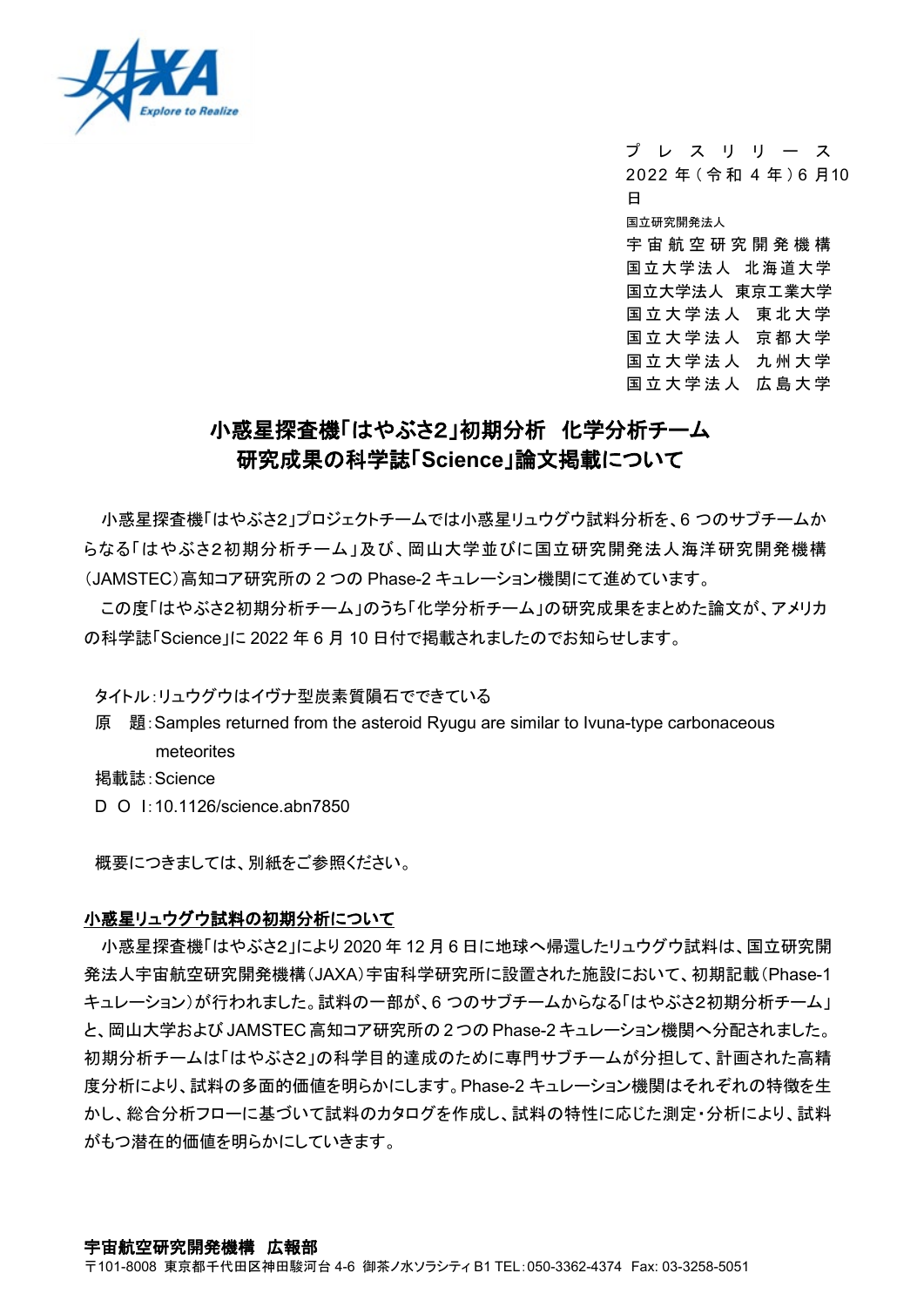プレスリリース
2022年（令和4年）6月10日

国立研究開発法人
宇宙航空研究開発機構
国立大学法人　北海道大学
国立大学法人　東京工業大学
国立大学法人　東北大学
国立大学法人　京都大学
国立大学法人　九州大学
国立大学法人　広島大学

# 小惑星探査機「はやぶさ2」初期分析　化学分析チーム
# 研究成果の科学誌「Science」論文掲載について

小惑星探査機「はやぶさ2」プロジェクトチームでは小惑星リュウグウ試料分析を、6 つのサブチームからなる「はやぶさ2初期分析チーム」及び、岡山大学並びに国立研究開発法人海洋研究開発機構（JAMSTEC）高知コア研究所の 2 つの Phase-2 キュレーション機関にて進めています。

この度「はやぶさ2初期分析チーム」のうち「化学分析チーム」の研究成果をまとめた論文が、アメリカの科学誌「Science」に 2022 年 6 月 10 日付で掲載されましたのでお知らせします。

タイトル：リュウグウはイヴナ型炭素質隕石でできている
原　題：Samples returned from the asteroid Ryugu are similar to Ivuna-type carbonaceous meteorites
掲載誌：Science
D O I：10.1126/science.abn7850

概要につきましては、別紙をご参照ください。

**小惑星リュウグウ試料の初期分析について**

小惑星探査機「はやぶさ2」により 2020 年 12 月 6 日に地球へ帰還したリュウグウ試料は、国立研究開発法人宇宙航空研究開発機構（JAXA）宇宙科学研究所に設置された施設において、初期記載（Phase-1 キュレーション）が行われました。試料の一部が、6 つのサブチームからなる「はやぶさ2初期分析チーム」と、岡山大学および JAMSTEC 高知コア研究所の 2 つの Phase-2 キュレーション機関へ分配されました。初期分析チームは「はやぶさ2」の科学目的達成のために専門サブチームが分担して、計画された高精度分析により、試料の多面的価値を明らかにします。Phase-2 キュレーション機関はそれぞれの特徴を生かし、総合分析フローに基づいて試料のカタログを作成し、試料の特性に応じた測定・分析により、試料がもつ潜在的価値を明らかにしていきます。

**宇宙航空研究開発機構　広報部**
〒101-8008 東京都千代田区神田駿河台 4-6 御茶ノ水ソラシティ B1 TEL：050-3362-4374 Fax: 03-3258-5051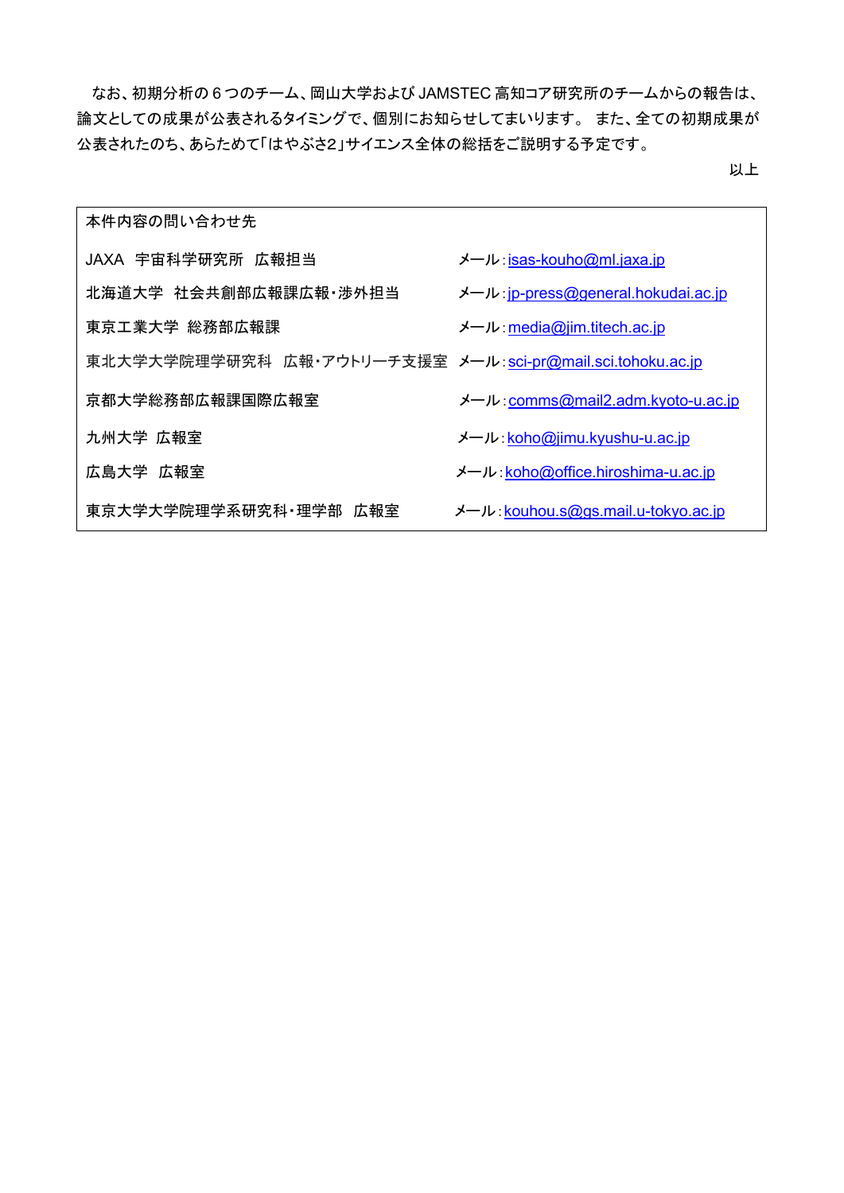なお、初期分析の 6 つのチーム、岡山大学および JAMSTEC 高知コア研究所のチームからの報告は、論文としての成果が公表されるタイミングで、個別にお知らせしてまいります。 また、全ての初期成果が公表されたのち、あらためて「はやぶさ2」サイエンス全体の総括をご説明する予定です。

以上

| 本件内容の問い合わせ先 | |
|---|---|
| JAXA 宇宙科学研究所 広報担当 | メール：isas-kouho@ml.jaxa.jp |
| 北海道大学 社会共創部広報課広報・渉外担当 | メール：jp-press@general.hokudai.ac.jp |
| 東京工業大学 総務部広報課 | メール：media@jim.titech.ac.jp |
| 東北大学大学院理学研究科 広報・アウトリーチ支援室 | メール：sci-pr@mail.sci.tohoku.ac.jp |
| 京都大学総務部広報課国際広報室 | メール：comms@mail2.adm.kyoto-u.ac.jp |
| 九州大学 広報室 | メール：koho@jimu.kyushu-u.ac.jp |
| 広島大学 広報室 | メール：koho@office.hiroshima-u.ac.jp |
| 東京大学大学院理学系研究科・理学部 広報室 | メール：kouhou.s@gs.mail.u-tokyo.ac.jp |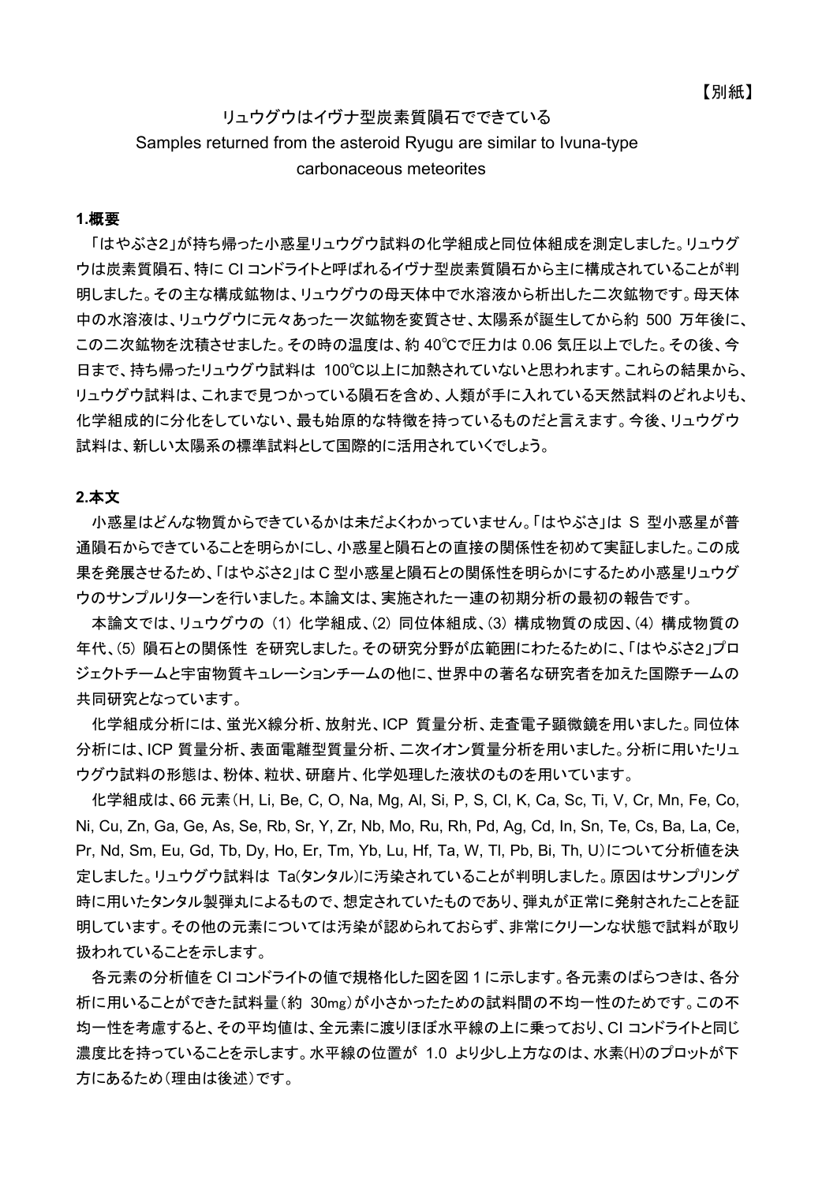【別紙】

# リュウグウはイヴナ型炭素質隕石でできている
# Samples returned from the asteroid Ryugu are similar to Ivuna-type carbonaceous meteorites

## 1.概要

「はやぶさ2」が持ち帰った小惑星リュウグウ試料の化学組成と同位体組成を測定しました。リュウグウは炭素質隕石、特に CI コンドライトと呼ばれるイヴナ型炭素質隕石から主に構成されていることが判明しました。その主な構成鉱物は、リュウグウの母天体中で水溶液から析出した二次鉱物です。母天体中の水溶液は、リュウグウに元々あった一次鉱物を変質させ、太陽系が誕生してから約 500 万年後に、この二次鉱物を沈積させました。その時の温度は、約 40℃で圧力は 0.06 気圧以上でした。その後、今日まで、持ち帰ったリュウグウ試料は 100℃以上に加熱されていないと思われます。これらの結果から、リュウグウ試料は、これまで見つかっている隕石を含め、人類が手に入れている天然試料のどれよりも、化学組成的に分化をしていない、最も始原的な特徴を持っているものだと言えます。今後、リュウグウ試料は、新しい太陽系の標準試料として国際的に活用されていくでしょう。

## 2.本文

小惑星はどんな物質からできているかは未だよくわかっていません。「はやぶさ」は S 型小惑星が普通隕石からできていることを明らかにし、小惑星と隕石との直接の関係性を初めて実証しました。この成果を発展させるため、「はやぶさ2」は C 型小惑星と隕石との関係性を明らかにするため小惑星リュウグウのサンプルリターンを行いました。本論文は、実施された一連の初期分析の最初の報告です。

本論文では、リュウグウの (1) 化学組成、(2) 同位体組成、(3) 構成物質の成因、(4) 構成物質の年代、(5) 隕石との関係性 を研究しました。その研究分野が広範囲にわたるために、「はやぶさ2」プロジェクトチームと宇宙物質キュレーションチームの他に、世界中の著名な研究者を加えた国際チームの共同研究となっています。

化学組成分析には、蛍光X線分析、放射光、ICP 質量分析、走査電子顕微鏡を用いました。同位体分析には、ICP 質量分析、表面電離型質量分析、二次イオン質量分析を用いました。分析に用いたリュウグウ試料の形態は、粉体、粒状、研磨片、化学処理した液状のものを用いています。

化学組成は、66 元素（H, Li, Be, C, O, Na, Mg, Al, Si, P, S, Cl, K, Ca, Sc, Ti, V, Cr, Mn, Fe, Co, Ni, Cu, Zn, Ga, Ge, As, Se, Rb, Sr, Y, Zr, Nb, Mo, Ru, Rh, Pd, Ag, Cd, In, Sn, Te, Cs, Ba, La, Ce, Pr, Nd, Sm, Eu, Gd, Tb, Dy, Ho, Er, Tm, Yb, Lu, Hf, Ta, W, Tl, Pb, Bi, Th, U）について分析値を決定しました。リュウグウ試料は Ta(タンタル)に汚染されていることが判明しました。原因はサンプリング時に用いたタンタル製弾丸によるもので、想定されていたものであり、弾丸が正常に発射されたことを証明しています。その他の元素については汚染が認められておらず、非常にクリーンな状態で試料が取り扱われていることを示します。

各元素の分析値を CI コンドライトの値で規格化した図を図 1 に示します。各元素のばらつきは、各分析に用いることができた試料量（約 30mg）が小さかったための試料間の不均一性のためです。この不均一性を考慮すると、その平均値は、全元素に渡りほぼ水平線の上に乗っており、CI コンドライトと同じ濃度比を持っていることを示します。水平線の位置が 1.0 より少し上方なのは、水素(H)のプロットが下方にあるため（理由は後述）です。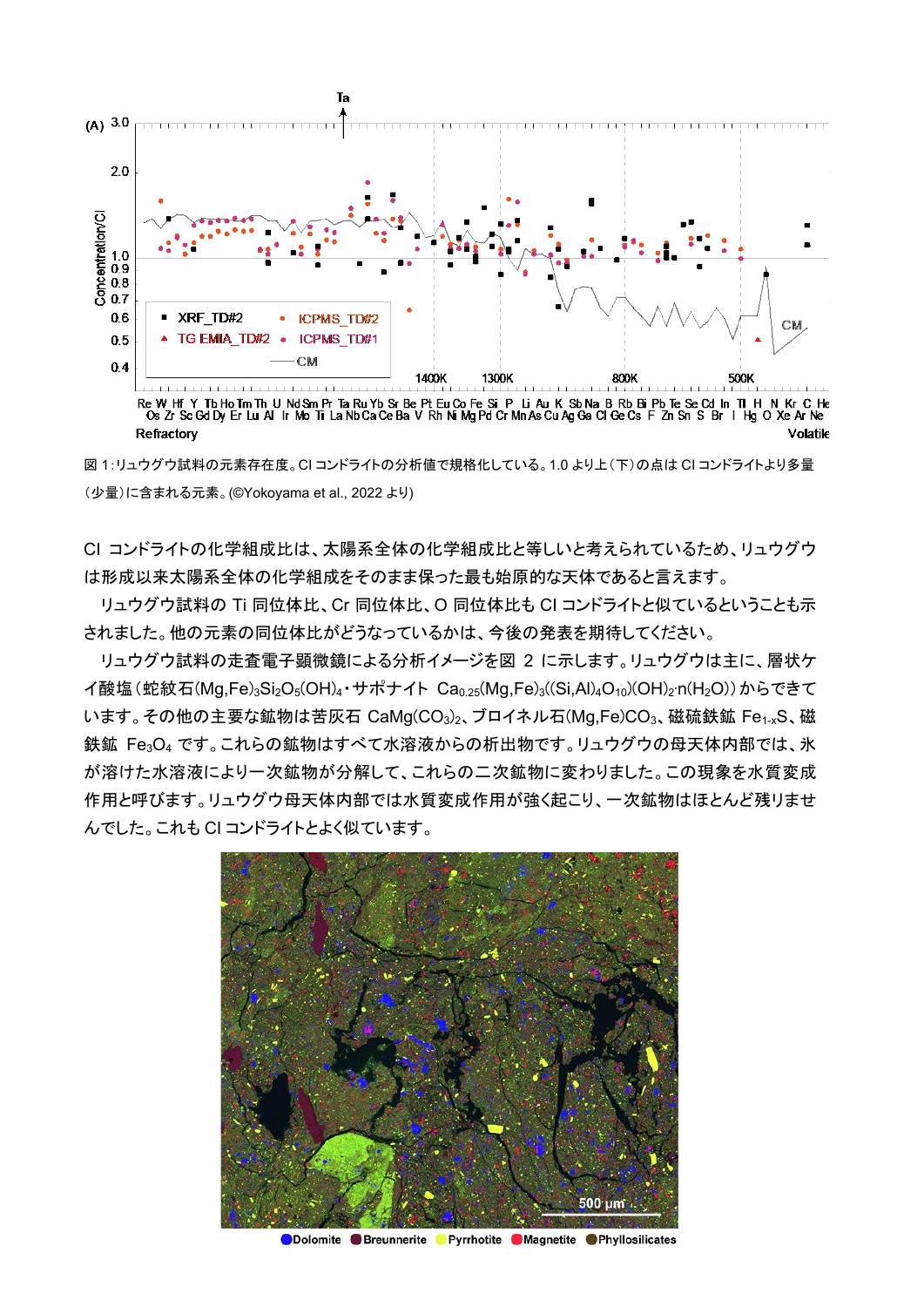図 1：リュウグウ試料の元素存在度。CI コンドライトの分析値で規格化している。1.0 より上（下）の点は CI コンドライトより多量（少量）に含まれる元素。(©Yokoyama et al., 2022 より)

CI コンドライトの化学組成比は、太陽系全体の化学組成比と等しいと考えられているため、リュウグウは形成以来太陽系全体の化学組成をそのまま保った最も始原的な天体であると言えます。

リュウグウ試料の Ti 同位体比、Cr 同位体比、O 同位体比も CI コンドライトと似ているということも示されました。他の元素の同位体比がどうなっているかは、今後の発表を期待してください。

リュウグウ試料の走査電子顕微鏡による分析イメージを図 2 に示します。リュウグウは主に、層状ケイ酸塩（蛇紋石$(Mg,Fe)_3Si_2O_5(OH)_4$・サポナイト $Ca_{0.25}(Mg,Fe)_3((Si,Al)_4O_{10})(OH)_2 \cdot n(H_2O)$）からできています。その他の主要な鉱物は苦灰石 $CaMg(CO_3)_2$、ブロイネル石$(Mg,Fe)CO_3$、磁硫鉄鉱 $Fe_{1-x}S$、磁鉄鉱 $Fe_3O_4$ です。これらの鉱物はすべて水溶液からの析出物です。リュウグウの母天体内部では、氷が溶けた水溶液により一次鉱物が分解して、これらの二次鉱物に変わりました。この現象を水質変成作用と呼びます。リュウグウ母天体内部では水質変成作用が強く起こり、一次鉱物はほとんど残りませんでした。これも CI コンドライトとよく似ています。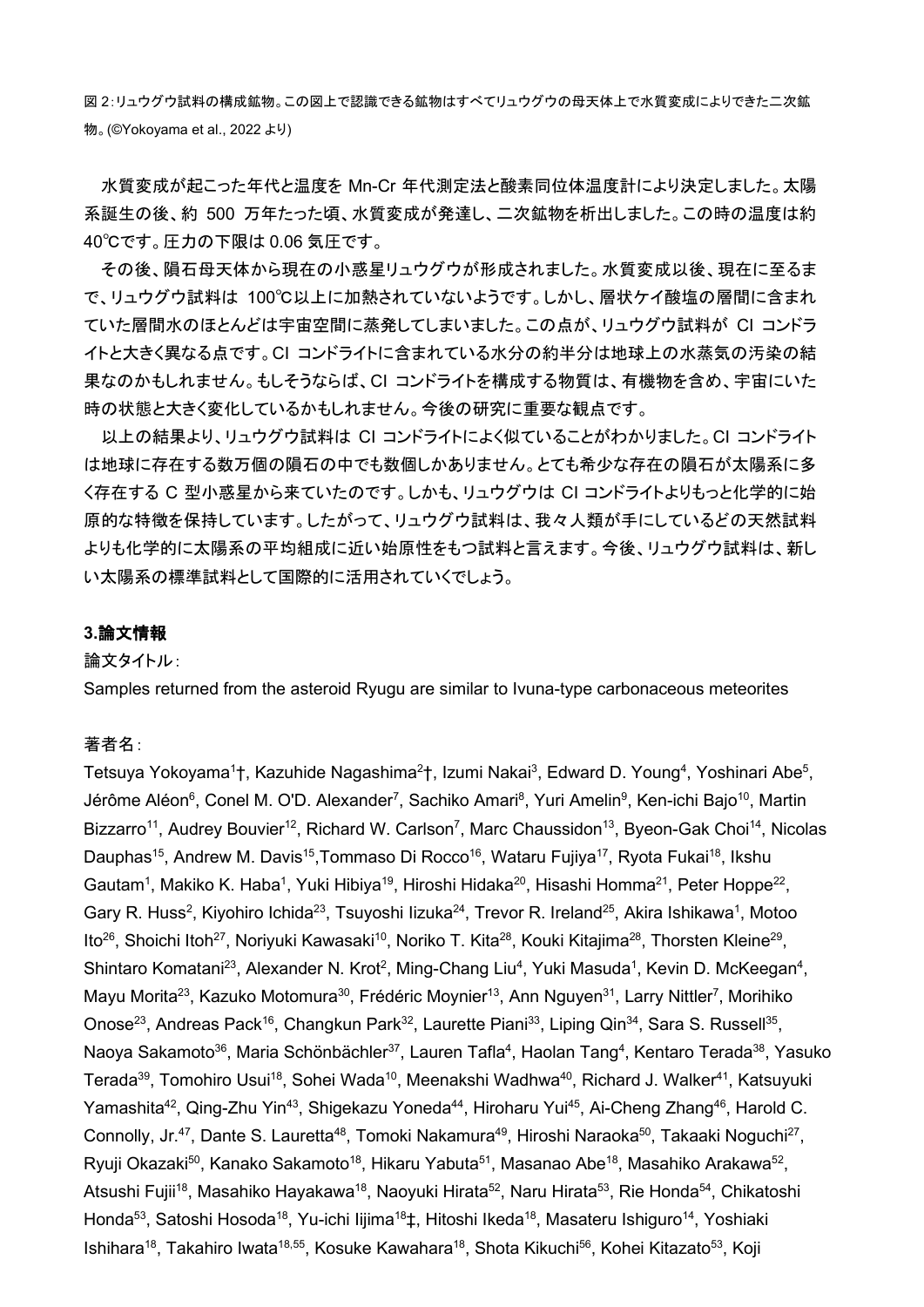図 2：リュウグウ試料の構成鉱物。この図上で認識できる鉱物はすべてリュウグウの母天体上で水質変成によりできた二次鉱物。(©Yokoyama et al., 2022 より)

水質変成が起こった年代と温度を Mn-Cr 年代測定法と酸素同位体温度計により決定しました。太陽系誕生の後、約 500 万年たった頃、水質変成が発達し、二次鉱物を析出しました。この時の温度は約 40℃です。圧力の下限は 0.06 気圧です。

その後、隕石母天体から現在の小惑星リュウグウが形成されました。水質変成以後、現在に至るまで、リュウグウ試料は 100℃以上に加熱されていないようです。しかし、層状ケイ酸塩の層間に含まれていた層間水のほとんどは宇宙空間に蒸発してしまいました。この点が、リュウグウ試料が CI コンドライトと大きく異なる点です。CI コンドライトに含まれている水分の約半分は地球上の水蒸気の汚染の結果なのかもしれません。もしそうならば、CI コンドライトを構成する物質は、有機物を含め、宇宙にいた時の状態と大きく変化しているかもしれません。今後の研究に重要な観点です。

以上の結果より、リュウグウ試料は CI コンドライトによく似ていることがわかりました。CI コンドライトは地球に存在する数万個の隕石の中でも数個しかありません。とても希少な存在の隕石が太陽系に多く存在する C 型小惑星から来ていたのです。しかも、リュウグウは CI コンドライトよりもっと化学的に始原的な特徴を保持しています。したがって、リュウグウ試料は、我々人類が手にしているどの天然試料よりも化学的に太陽系の平均組成に近い始原性をもつ試料と言えます。今後、リュウグウ試料は、新しい太陽系の標準試料として国際的に活用されていくでしょう。

## 3.論文情報

論文タイトル：

Samples returned from the asteroid Ryugu are similar to Ivuna-type carbonaceous meteorites

著者名：

Tetsuya Yokoyama[1]†, Kazuhide Nagashima[2]†, Izumi Nakai[3], Edward D. Young[4], Yoshinari Abe[5], Jérôme Aléon[6], Conel M. O'D. Alexander[7], Sachiko Amari[8], Yuri Amelin[9], Ken-ichi Bajo[10], Martin Bizzarro[11], Audrey Bouvier[12], Richard W. Carlson[7], Marc Chaussidon[13], Byeon-Gak Choi[14], Nicolas Dauphas[15], Andrew M. Davis[15], Tommaso Di Rocco[16], Wataru Fujiya[17], Ryota Fukai[18], Ikshu Gautam[1], Makiko K. Haba[1], Yuki Hibiya[19], Hiroshi Hidaka[20], Hisashi Homma[21], Peter Hoppe[22], Gary R. Huss[2], Kiyohiro Ichida[23], Tsuyoshi Iizuka[24], Trevor R. Ireland[25], Akira Ishikawa[1], Motoo Ito[26], Shoichi Itoh[27], Noriyuki Kawasaki[10], Noriko T. Kita[28], Kouki Kitajima[28], Thorsten Kleine[29], Shintaro Komatani[23], Alexander N. Krot[2], Ming-Chang Liu[4], Yuki Masuda[1], Kevin D. McKeegan[4], Mayu Morita[23], Kazuko Motomura[30], Frédéric Moynier[13], Ann Nguyen[31], Larry Nittler[7], Morihiko Onose[23], Andreas Pack[16], Changkun Park[32], Laurette Piani[33], Liping Qin[34], Sara S. Russell[35], Naoya Sakamoto[36], Maria Schönbächler[37], Lauren Tafla[4], Haolan Tang[4], Kentaro Terada[38], Yasuko Terada[39], Tomohiro Usui[18], Sohei Wada[10], Meenakshi Wadhwa[40], Richard J. Walker[41], Katsuyuki Yamashita[42], Qing-Zhu Yin[43], Shigekazu Yoneda[44], Hiroharu Yui[45], Ai-Cheng Zhang[46], Harold C. Connolly, Jr.[47], Dante S. Lauretta[48], Tomoki Nakamura[49], Hiroshi Naraoka[50], Takaaki Noguchi[27], Ryuji Okazaki[50], Kanako Sakamoto[18], Hikaru Yabuta[51], Masanao Abe[18], Masahiko Arakawa[52], Atsushi Fujii[18], Masahiko Hayakawa[18], Naoyuki Hirata[52], Naru Hirata[53], Rie Honda[54], Chikatoshi Honda[53], Satoshi Hosoda[18], Yu-ichi Iijima[18]‡, Hitoshi Ikeda[18], Masateru Ishiguro[14], Yoshiaki Ishihara[18], Takahiro Iwata[18,55], Kosuke Kawahara[18], Shota Kikuchi[56], Kohei Kitazato[53], Koji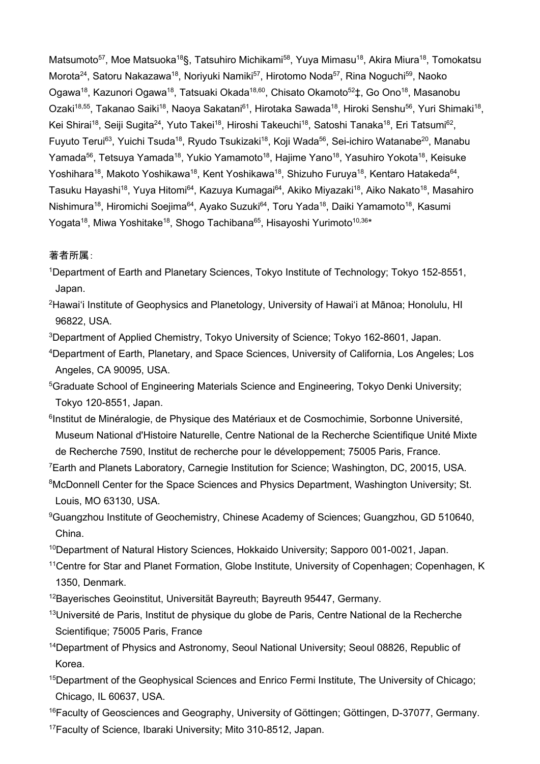Matsumoto[57], Moe Matsuoka[18]§, Tatsuhiro Michikami[58], Yuya Mimasu[18], Akira Miura[18], Tomokatsu Morota[24], Satoru Nakazawa[18], Noriyuki Namiki[57], Hirotomo Noda[57], Rina Noguchi[59], Naoko Ogawa[18], Kazunori Ogawa[18], Tatsuaki Okada[18,60], Chisato Okamoto[52]‡, Go Ono[18], Masanobu Ozaki[18,55], Takanao Saiki[18], Naoya Sakatani[61], Hirotaka Sawada[18], Hiroki Senshu[56], Yuri Shimaki[18], Kei Shirai[18], Seiji Sugita[24], Yuto Takei[18], Hiroshi Takeuchi[18], Satoshi Tanaka[18], Eri Tatsumi[62], Fuyuto Terui[63], Yuichi Tsuda[18], Ryudo Tsukizaki[18], Koji Wada[56], Sei-ichiro Watanabe[20], Manabu Yamada[56], Tetsuya Yamada[18], Yukio Yamamoto[18], Hajime Yano[18], Yasuhiro Yokota[18], Keisuke Yoshihara[18], Makoto Yoshikawa[18], Kent Yoshikawa[18], Shizuho Furuya[18], Kentaro Hatakeda[64], Tasuku Hayashi[18], Yuya Hitomi[64], Kazuya Kumagai[64], Akiko Miyazaki[18], Aiko Nakato[18], Masahiro Nishimura[18], Hiromichi Soejima[64], Ayako Suzuki[64], Toru Yada[18], Daiki Yamamoto[18], Kasumi Yogata[18], Miwa Yoshitake[18], Shogo Tachibana[65], Hisayoshi Yurimoto[10,36]*

著者所属：

[1]Department of Earth and Planetary Sciences, Tokyo Institute of Technology; Tokyo 152-8551, Japan.

[2]Hawai'i Institute of Geophysics and Planetology, University of Hawai'i at Mānoa; Honolulu, HI 96822, USA.

[3]Department of Applied Chemistry, Tokyo University of Science; Tokyo 162-8601, Japan.

[4]Department of Earth, Planetary, and Space Sciences, University of California, Los Angeles; Los Angeles, CA 90095, USA.

[5]Graduate School of Engineering Materials Science and Engineering, Tokyo Denki University; Tokyo 120-8551, Japan.

[6]Institut de Minéralogie, de Physique des Matériaux et de Cosmochimie, Sorbonne Université, Museum National d'Histoire Naturelle, Centre National de la Recherche Scientifique Unité Mixte de Recherche 7590, Institut de recherche pour le développement; 75005 Paris, France.

[7]Earth and Planets Laboratory, Carnegie Institution for Science; Washington, DC, 20015, USA.

[8]McDonnell Center for the Space Sciences and Physics Department, Washington University; St. Louis, MO 63130, USA.

[9]Guangzhou Institute of Geochemistry, Chinese Academy of Sciences; Guangzhou, GD 510640, China.

[10]Department of Natural History Sciences, Hokkaido University; Sapporo 001-0021, Japan.

[11]Centre for Star and Planet Formation, Globe Institute, University of Copenhagen; Copenhagen, K 1350, Denmark.

[12]Bayerisches Geoinstitut, Universität Bayreuth; Bayreuth 95447, Germany.

[13]Université de Paris, Institut de physique du globe de Paris, Centre National de la Recherche Scientifique; 75005 Paris, France

[14]Department of Physics and Astronomy, Seoul National University; Seoul 08826, Republic of Korea.

[15]Department of the Geophysical Sciences and Enrico Fermi Institute, The University of Chicago; Chicago, IL 60637, USA.

[16]Faculty of Geosciences and Geography, University of Göttingen; Göttingen, D-37077, Germany.

[17]Faculty of Science, Ibaraki University; Mito 310-8512, Japan.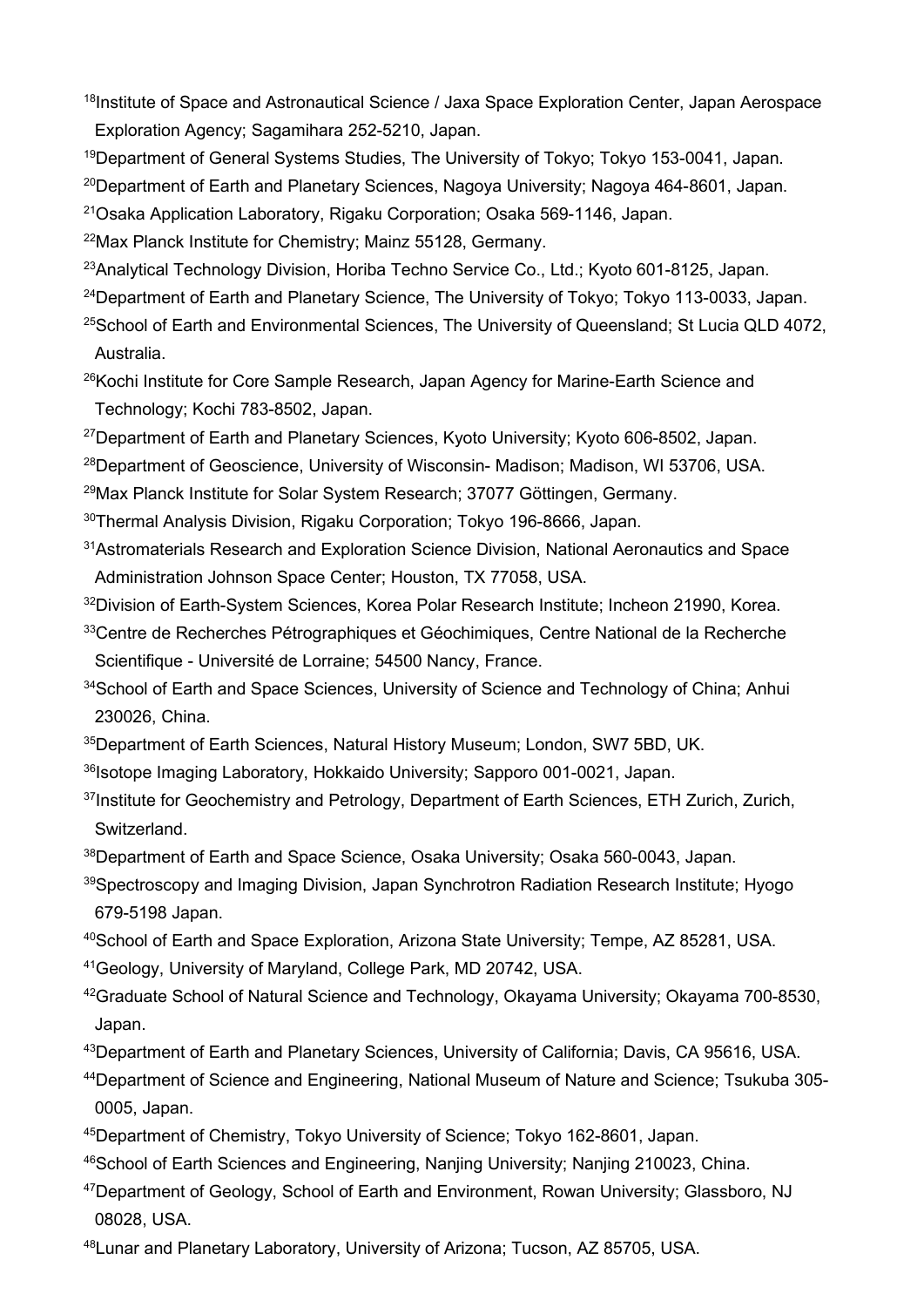[18]Institute of Space and Astronautical Science / Jaxa Space Exploration Center, Japan Aerospace Exploration Agency; Sagamihara 252-5210, Japan.

[19]Department of General Systems Studies, The University of Tokyo; Tokyo 153-0041, Japan.

[20]Department of Earth and Planetary Sciences, Nagoya University; Nagoya 464-8601, Japan.

[21]Osaka Application Laboratory, Rigaku Corporation; Osaka 569-1146, Japan.

[22]Max Planck Institute for Chemistry; Mainz 55128, Germany.

[23]Analytical Technology Division, Horiba Techno Service Co., Ltd.; Kyoto 601-8125, Japan.

[24]Department of Earth and Planetary Science, The University of Tokyo; Tokyo 113-0033, Japan.

[25]School of Earth and Environmental Sciences, The University of Queensland; St Lucia QLD 4072, Australia.

[26]Kochi Institute for Core Sample Research, Japan Agency for Marine-Earth Science and Technology; Kochi 783-8502, Japan.

[27]Department of Earth and Planetary Sciences, Kyoto University; Kyoto 606-8502, Japan.

[28]Department of Geoscience, University of Wisconsin- Madison; Madison, WI 53706, USA.

[29]Max Planck Institute for Solar System Research; 37077 Göttingen, Germany.

[30]Thermal Analysis Division, Rigaku Corporation; Tokyo 196-8666, Japan.

[31]Astromaterials Research and Exploration Science Division, National Aeronautics and Space Administration Johnson Space Center; Houston, TX 77058, USA.

[32]Division of Earth-System Sciences, Korea Polar Research Institute; Incheon 21990, Korea.

[33]Centre de Recherches Pétrographiques et Géochimiques, Centre National de la Recherche Scientifique - Université de Lorraine; 54500 Nancy, France.

[34]School of Earth and Space Sciences, University of Science and Technology of China; Anhui 230026, China.

[35]Department of Earth Sciences, Natural History Museum; London, SW7 5BD, UK.

[36]Isotope Imaging Laboratory, Hokkaido University; Sapporo 001-0021, Japan.

[37]Institute for Geochemistry and Petrology, Department of Earth Sciences, ETH Zurich, Zurich, Switzerland.

[38]Department of Earth and Space Science, Osaka University; Osaka 560-0043, Japan.

[39]Spectroscopy and Imaging Division, Japan Synchrotron Radiation Research Institute; Hyogo 679-5198 Japan.

[40]School of Earth and Space Exploration, Arizona State University; Tempe, AZ 85281, USA.

[41]Geology, University of Maryland, College Park, MD 20742, USA.

[42]Graduate School of Natural Science and Technology, Okayama University; Okayama 700-8530, Japan.

[43]Department of Earth and Planetary Sciences, University of California; Davis, CA 95616, USA.

[44]Department of Science and Engineering, National Museum of Nature and Science; Tsukuba 305-0005, Japan.

[45]Department of Chemistry, Tokyo University of Science; Tokyo 162-8601, Japan.

[46]School of Earth Sciences and Engineering, Nanjing University; Nanjing 210023, China.

[47]Department of Geology, School of Earth and Environment, Rowan University; Glassboro, NJ 08028, USA.

[48]Lunar and Planetary Laboratory, University of Arizona; Tucson, AZ 85705, USA.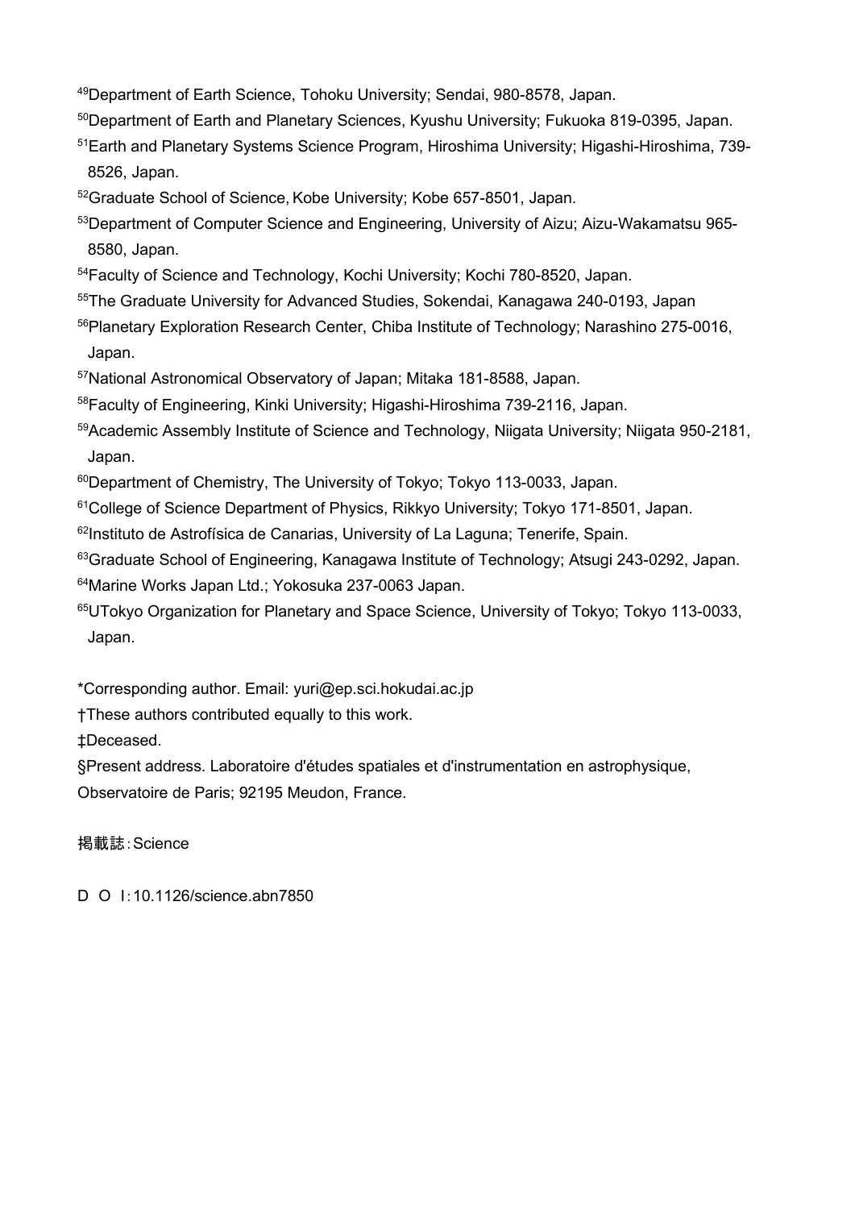[49]Department of Earth Science, Tohoku University; Sendai, 980-8578, Japan.

[50]Department of Earth and Planetary Sciences, Kyushu University; Fukuoka 819-0395, Japan.

[51]Earth and Planetary Systems Science Program, Hiroshima University; Higashi-Hiroshima, 739-8526, Japan.

[52]Graduate School of Science, Kobe University; Kobe 657-8501, Japan.

[53]Department of Computer Science and Engineering, University of Aizu; Aizu-Wakamatsu 965-8580, Japan.

[54]Faculty of Science and Technology, Kochi University; Kochi 780-8520, Japan.

[55]The Graduate University for Advanced Studies, Sokendai, Kanagawa 240-0193, Japan

[56]Planetary Exploration Research Center, Chiba Institute of Technology; Narashino 275-0016, Japan.

[57]National Astronomical Observatory of Japan; Mitaka 181-8588, Japan.

[58]Faculty of Engineering, Kinki University; Higashi-Hiroshima 739-2116, Japan.

[59]Academic Assembly Institute of Science and Technology, Niigata University; Niigata 950-2181, Japan.

[60]Department of Chemistry, The University of Tokyo; Tokyo 113-0033, Japan.

[61]College of Science Department of Physics, Rikkyo University; Tokyo 171-8501, Japan.

[62]Instituto de Astrofísica de Canarias, University of La Laguna; Tenerife, Spain.

[63]Graduate School of Engineering, Kanagawa Institute of Technology; Atsugi 243-0292, Japan.

[64]Marine Works Japan Ltd.; Yokosuka 237-0063 Japan.

[65]UTokyo Organization for Planetary and Space Science, University of Tokyo; Tokyo 113-0033, Japan.

*Corresponding author. Email: yuri@ep.sci.hokudai.ac.jp

†These authors contributed equally to this work.

‡Deceased.

§Present address. Laboratoire d'études spatiales et d'instrumentation en astrophysique, Observatoire de Paris; 92195 Meudon, France.

掲載誌：Science

ＤＯＩ：10.1126/science.abn7850